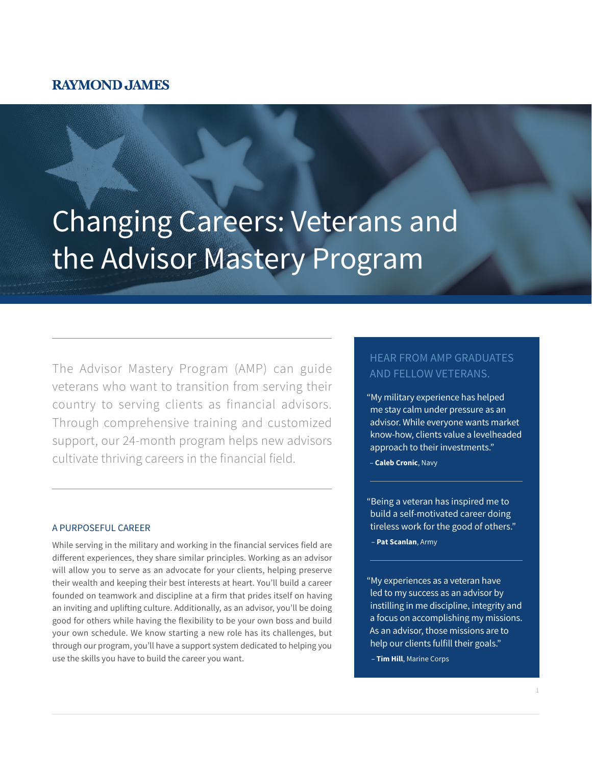RAYMOND JAMES

# Changing Careers: Veterans and the Advisor Mastery Program

The Advisor Mastery Program (AMP) can guide veterans who want to transition from serving their country to serving clients as financial advisors. Through comprehensive training and customized support, our 24-month program helps new advisors cultivate thriving careers in the financial field.

## A PURPOSEFUL CAREER

While serving in the military and working in the financial services field are different experiences, they share similar principles. Working as an advisor will allow you to serve as an advocate for your clients, helping preserve their wealth and keeping their best interests at heart. You'll build a career founded on teamwork and discipline at a firm that prides itself on having an inviting and uplifting culture. Additionally, as an advisor, you'll be doing good for others while having the flexibility to be your own boss and build your own schedule. We know starting a new role has its challenges, but through our program, you'll have a support system dedicated to helping you use the skills you have to build the career you want.

## HEAR FROM AMP GRADUATES AND FELLOW VETERANS.

"My military experience has helped me stay calm under pressure as an advisor. While everyone wants market know-how, clients value a levelheaded approach to their investments."

– **Caleb Cronic**, Navy

---

"Being a veteran has inspired me to build a self-motivated career doing tireless work for the good of others."

– **Pat Scanlan**, Army

---

"My experiences as a veteran have led to my success as an advisor by instilling in me discipline, integrity and a focus on accomplishing my missions. As an advisor, those missions are to help our clients fulfill their goals."

– **Tim Hill**, Marine Corps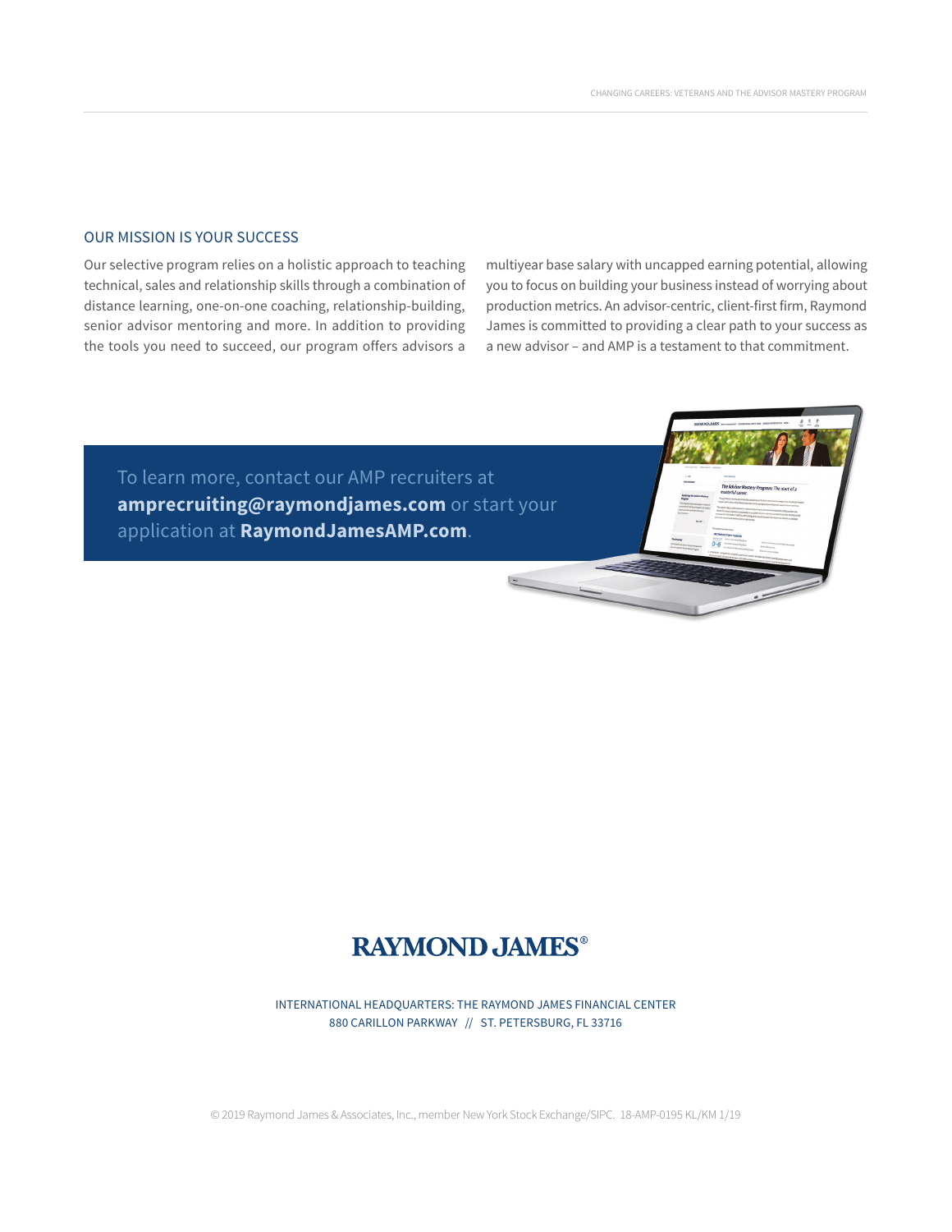## OUR MISSION IS YOUR SUCCESS

Our selective program relies on a holistic approach to teaching technical, sales and relationship skills through a combination of distance learning, one-on-one coaching, relationship-building, senior advisor mentoring and more. In addition to providing the tools you need to succeed, our program offers advisors a multiyear base salary with uncapped earning potential, allowing you to focus on building your business instead of worrying about production metrics. An advisor-centric, client-first firm, Raymond James is committed to providing a clear path to your success as a new advisor – and AMP is a testament to that commitment.

To learn more, contact our AMP recruiters at **amprecruiting@raymondjames.com** or start your application at **RaymondJamesAMP.com**.

RAYMOND JAMES®

INTERNATIONAL HEADQUARTERS: THE RAYMOND JAMES FINANCIAL CENTER
880 CARILLON PARKWAY // ST. PETERSBURG, FL 33716

© 2019 Raymond James & Associates, Inc., member New York Stock Exchange/SIPC. 18-AMP-0195 KL/KM 1/19